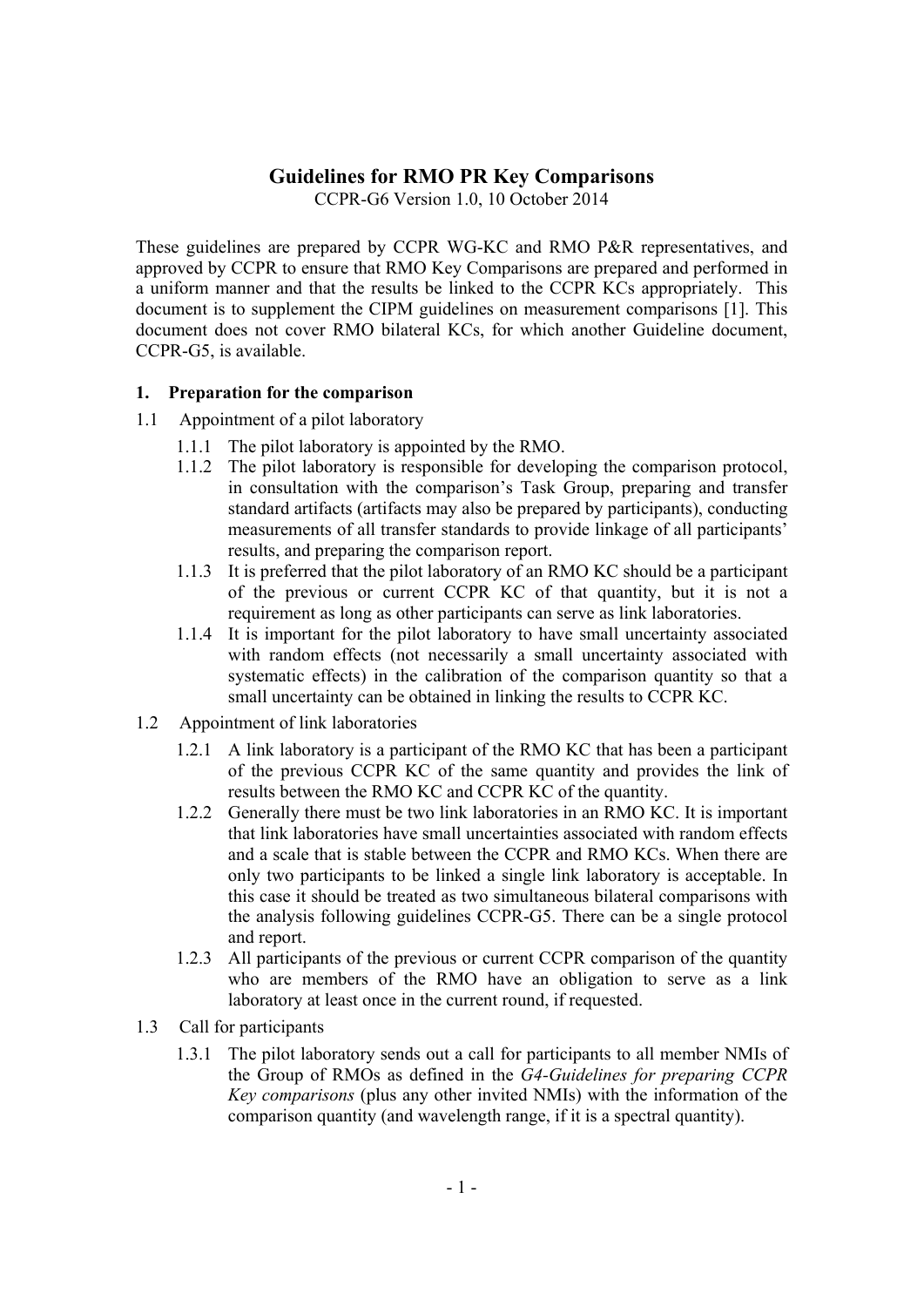# Guidelines for RMO PR Key Comparisons

CCPR-G6 Version 1.0, 10 October 2014

These guidelines are prepared by CCPR WG-KC and RMO P&R representatives, and approved by CCPR to ensure that RMO Key Comparisons are prepared and performed in a uniform manner and that the results be linked to the CCPR KCs appropriately. This document is to supplement the CIPM guidelines on measurement comparisons [1]. This document does not cover RMO bilateral KCs, for which another Guideline document, CCPR-G5, is available.

## 1. Preparation for the comparison

### 1.1 Appointment of a pilot laboratory

1.1.1 The pilot laboratory is appointed by the RMO.

1.1.2 The pilot laboratory is responsible for developing the comparison protocol, in consultation with the comparison's Task Group, preparing and transfer standard artifacts (artifacts may also be prepared by participants), conducting measurements of all transfer standards to provide linkage of all participants' results, and preparing the comparison report.

1.1.3 It is preferred that the pilot laboratory of an RMO KC should be a participant of the previous or current CCPR KC of that quantity, but it is not a requirement as long as other participants can serve as link laboratories.

1.1.4 It is important for the pilot laboratory to have small uncertainty associated with random effects (not necessarily a small uncertainty associated with systematic effects) in the calibration of the comparison quantity so that a small uncertainty can be obtained in linking the results to CCPR KC.

### 1.2 Appointment of link laboratories

1.2.1 A link laboratory is a participant of the RMO KC that has been a participant of the previous CCPR KC of the same quantity and provides the link of results between the RMO KC and CCPR KC of the quantity.

1.2.2 Generally there must be two link laboratories in an RMO KC. It is important that link laboratories have small uncertainties associated with random effects and a scale that is stable between the CCPR and RMO KCs. When there are only two participants to be linked a single link laboratory is acceptable. In this case it should be treated as two simultaneous bilateral comparisons with the analysis following guidelines CCPR-G5. There can be a single protocol and report.

1.2.3 All participants of the previous or current CCPR comparison of the quantity who are members of the RMO have an obligation to serve as a link laboratory at least once in the current round, if requested.

### 1.3 Call for participants

1.3.1 The pilot laboratory sends out a call for participants to all member NMIs of the Group of RMOs as defined in the *G4-Guidelines for preparing CCPR Key comparisons* (plus any other invited NMIs) with the information of the comparison quantity (and wavelength range, if it is a spectral quantity).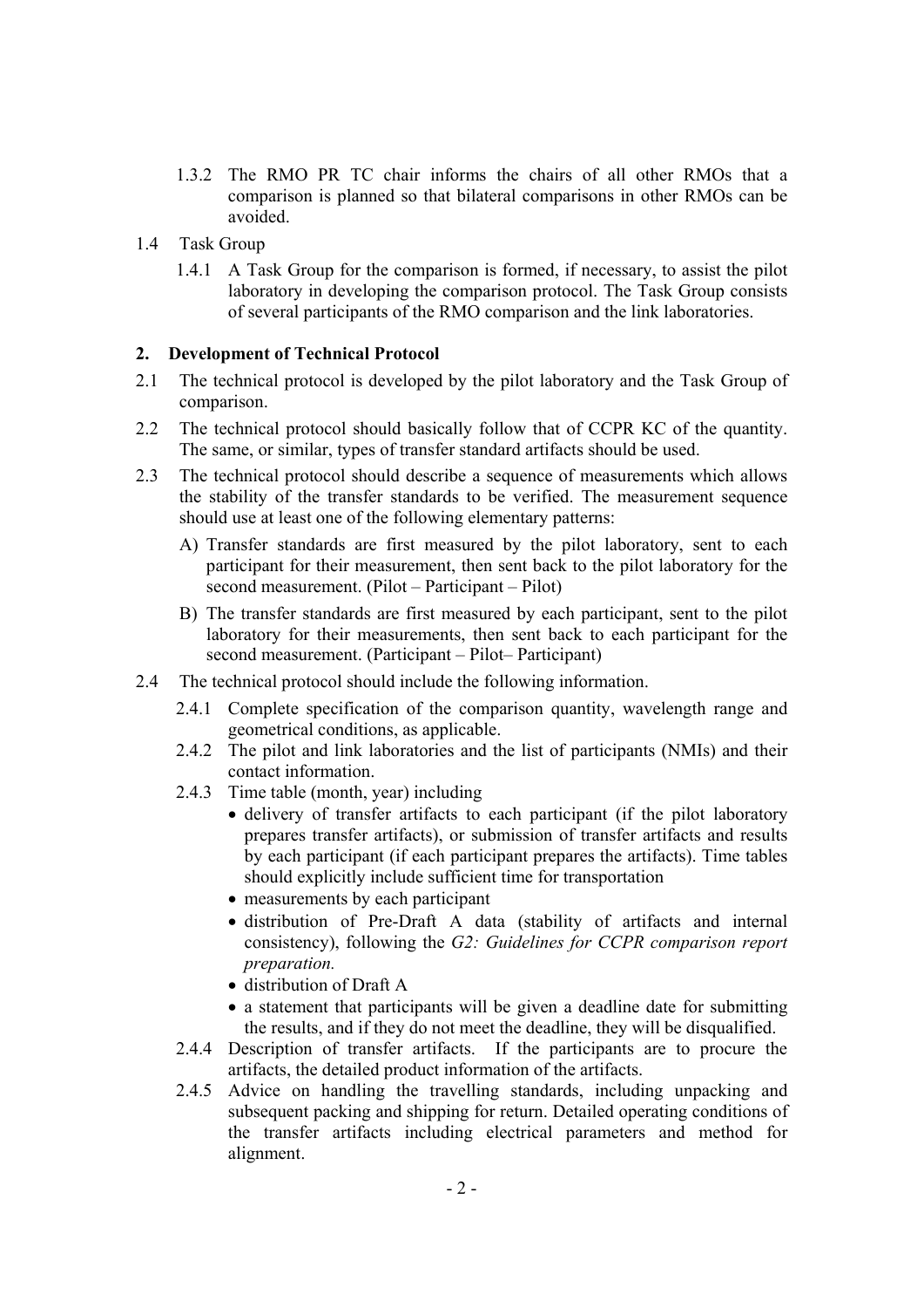1.3.2 The RMO PR TC chair informs the chairs of all other RMOs that a comparison is planned so that bilateral comparisons in other RMOs can be avoided.

1.4 Task Group

1.4.1 A Task Group for the comparison is formed, if necessary, to assist the pilot laboratory in developing the comparison protocol. The Task Group consists of several participants of the RMO comparison and the link laboratories.

## 2. Development of Technical Protocol

2.1 The technical protocol is developed by the pilot laboratory and the Task Group of comparison.

2.2 The technical protocol should basically follow that of CCPR KC of the quantity. The same, or similar, types of transfer standard artifacts should be used.

2.3 The technical protocol should describe a sequence of measurements which allows the stability of the transfer standards to be verified. The measurement sequence should use at least one of the following elementary patterns:

A) Transfer standards are first measured by the pilot laboratory, sent to each participant for their measurement, then sent back to the pilot laboratory for the second measurement. (Pilot – Participant – Pilot)

B) The transfer standards are first measured by each participant, sent to the pilot laboratory for their measurements, then sent back to each participant for the second measurement. (Participant – Pilot– Participant)

2.4 The technical protocol should include the following information.

2.4.1 Complete specification of the comparison quantity, wavelength range and geometrical conditions, as applicable.

2.4.2 The pilot and link laboratories and the list of participants (NMIs) and their contact information.

2.4.3 Time table (month, year) including

- delivery of transfer artifacts to each participant (if the pilot laboratory prepares transfer artifacts), or submission of transfer artifacts and results by each participant (if each participant prepares the artifacts). Time tables should explicitly include sufficient time for transportation
- measurements by each participant
- distribution of Pre-Draft A data (stability of artifacts and internal consistency), following the *G2: Guidelines for CCPR comparison report preparation.*
- distribution of Draft A
- a statement that participants will be given a deadline date for submitting the results, and if they do not meet the deadline, they will be disqualified.

2.4.4 Description of transfer artifacts. If the participants are to procure the artifacts, the detailed product information of the artifacts.

2.4.5 Advice on handling the travelling standards, including unpacking and subsequent packing and shipping for return. Detailed operating conditions of the transfer artifacts including electrical parameters and method for alignment.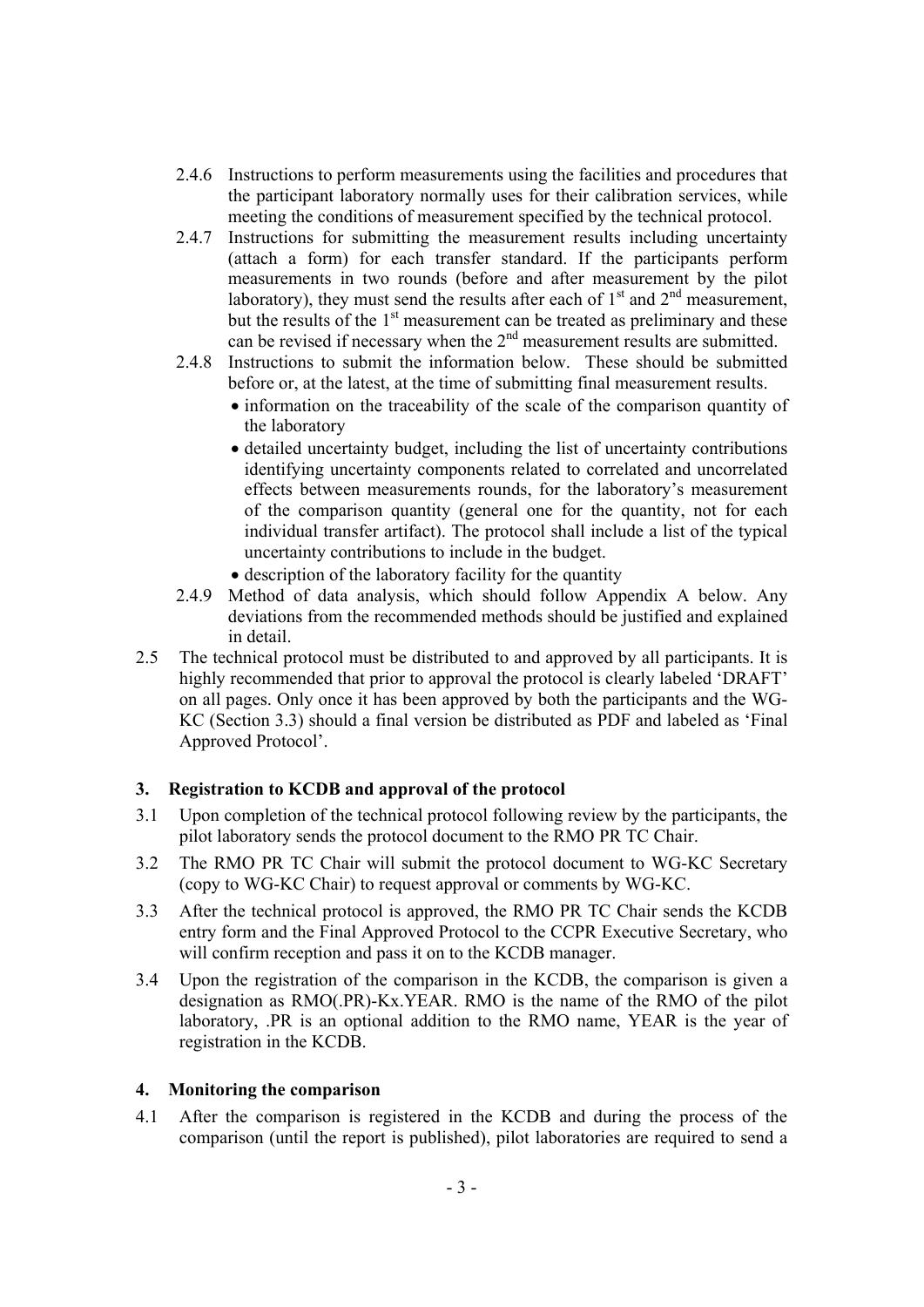2.4.6 Instructions to perform measurements using the facilities and procedures that the participant laboratory normally uses for their calibration services, while meeting the conditions of measurement specified by the technical protocol.

2.4.7 Instructions for submitting the measurement results including uncertainty (attach a form) for each transfer standard. If the participants perform measurements in two rounds (before and after measurement by the pilot laboratory), they must send the results after each of 1st and 2nd measurement, but the results of the 1st measurement can be treated as preliminary and these can be revised if necessary when the 2nd measurement results are submitted.

2.4.8 Instructions to submit the information below. These should be submitted before or, at the latest, at the time of submitting final measurement results.

- information on the traceability of the scale of the comparison quantity of the laboratory
- detailed uncertainty budget, including the list of uncertainty contributions identifying uncertainty components related to correlated and uncorrelated effects between measurements rounds, for the laboratory's measurement of the comparison quantity (general one for the quantity, not for each individual transfer artifact). The protocol shall include a list of the typical uncertainty contributions to include in the budget.
- description of the laboratory facility for the quantity

2.4.9 Method of data analysis, which should follow Appendix A below. Any deviations from the recommended methods should be justified and explained in detail.

2.5 The technical protocol must be distributed to and approved by all participants. It is highly recommended that prior to approval the protocol is clearly labeled 'DRAFT' on all pages. Only once it has been approved by both the participants and the WG-KC (Section 3.3) should a final version be distributed as PDF and labeled as 'Final Approved Protocol'.

## 3. Registration to KCDB and approval of the protocol

3.1 Upon completion of the technical protocol following review by the participants, the pilot laboratory sends the protocol document to the RMO PR TC Chair.

3.2 The RMO PR TC Chair will submit the protocol document to WG-KC Secretary (copy to WG-KC Chair) to request approval or comments by WG-KC.

3.3 After the technical protocol is approved, the RMO PR TC Chair sends the KCDB entry form and the Final Approved Protocol to the CCPR Executive Secretary, who will confirm reception and pass it on to the KCDB manager.

3.4 Upon the registration of the comparison in the KCDB, the comparison is given a designation as RMO(.PR)-Kx.YEAR. RMO is the name of the RMO of the pilot laboratory, .PR is an optional addition to the RMO name, YEAR is the year of registration in the KCDB.

## 4. Monitoring the comparison

4.1 After the comparison is registered in the KCDB and during the process of the comparison (until the report is published), pilot laboratories are required to send a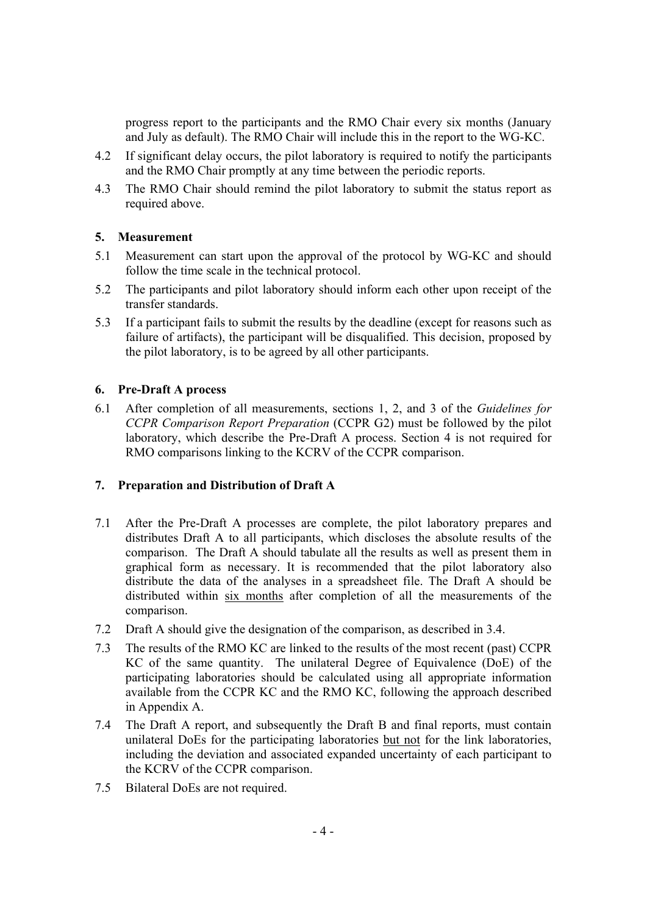progress report to the participants and the RMO Chair every six months (January and July as default). The RMO Chair will include this in the report to the WG-KC.

4.2 If significant delay occurs, the pilot laboratory is required to notify the participants and the RMO Chair promptly at any time between the periodic reports.

4.3 The RMO Chair should remind the pilot laboratory to submit the status report as required above.

## 5. Measurement

5.1 Measurement can start upon the approval of the protocol by WG-KC and should follow the time scale in the technical protocol.

5.2 The participants and pilot laboratory should inform each other upon receipt of the transfer standards.

5.3 If a participant fails to submit the results by the deadline (except for reasons such as failure of artifacts), the participant will be disqualified. This decision, proposed by the pilot laboratory, is to be agreed by all other participants.

## 6. Pre-Draft A process

6.1 After completion of all measurements, sections 1, 2, and 3 of the *Guidelines for CCPR Comparison Report Preparation* (CCPR G2) must be followed by the pilot laboratory, which describe the Pre-Draft A process. Section 4 is not required for RMO comparisons linking to the KCRV of the CCPR comparison.

## 7. Preparation and Distribution of Draft A

7.1 After the Pre-Draft A processes are complete, the pilot laboratory prepares and distributes Draft A to all participants, which discloses the absolute results of the comparison. The Draft A should tabulate all the results as well as present them in graphical form as necessary. It is recommended that the pilot laboratory also distribute the data of the analyses in a spreadsheet file. The Draft A should be distributed within <u>six months</u> after completion of all the measurements of the comparison.

7.2 Draft A should give the designation of the comparison, as described in 3.4.

7.3 The results of the RMO KC are linked to the results of the most recent (past) CCPR KC of the same quantity. The unilateral Degree of Equivalence (DoE) of the participating laboratories should be calculated using all appropriate information available from the CCPR KC and the RMO KC, following the approach described in Appendix A.

7.4 The Draft A report, and subsequently the Draft B and final reports, must contain unilateral DoEs for the participating laboratories <u>but not</u> for the link laboratories, including the deviation and associated expanded uncertainty of each participant to the KCRV of the CCPR comparison.

7.5 Bilateral DoEs are not required.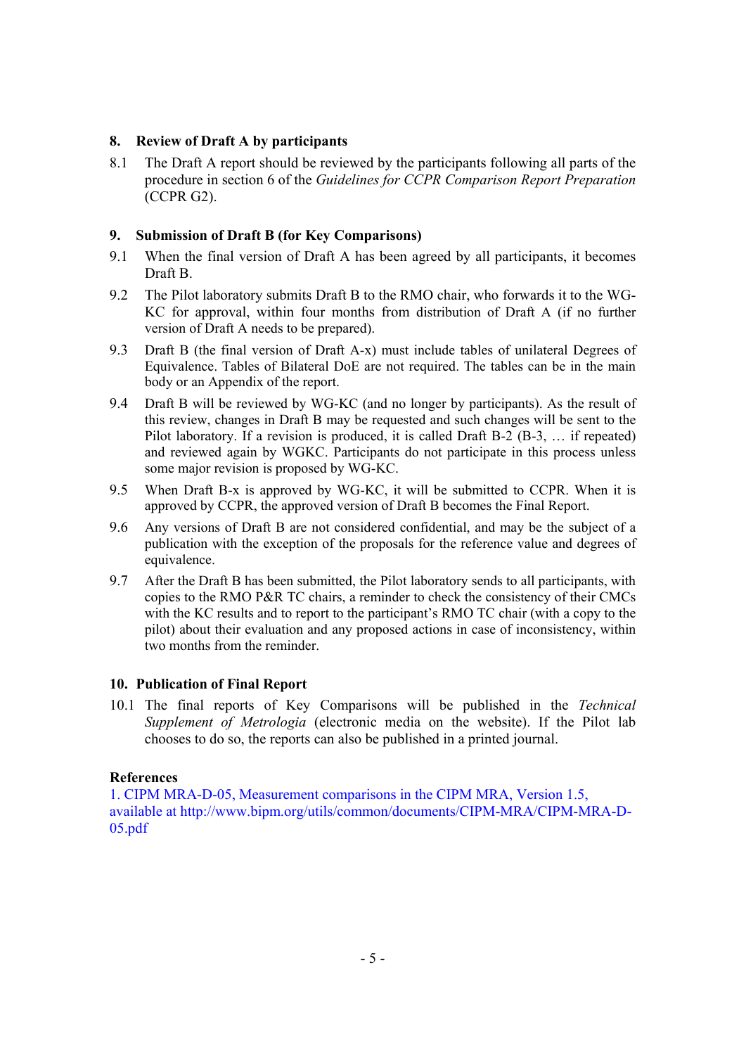## 8. Review of Draft A by participants

8.1 The Draft A report should be reviewed by the participants following all parts of the procedure in section 6 of the *Guidelines for CCPR Comparison Report Preparation* (CCPR G2).

## 9. Submission of Draft B (for Key Comparisons)

9.1 When the final version of Draft A has been agreed by all participants, it becomes Draft B.

9.2 The Pilot laboratory submits Draft B to the RMO chair, who forwards it to the WG-KC for approval, within four months from distribution of Draft A (if no further version of Draft A needs to be prepared).

9.3 Draft B (the final version of Draft A-x) must include tables of unilateral Degrees of Equivalence. Tables of Bilateral DoE are not required. The tables can be in the main body or an Appendix of the report.

9.4 Draft B will be reviewed by WG-KC (and no longer by participants). As the result of this review, changes in Draft B may be requested and such changes will be sent to the Pilot laboratory. If a revision is produced, it is called Draft B-2 (B-3, … if repeated) and reviewed again by WGKC. Participants do not participate in this process unless some major revision is proposed by WG-KC.

9.5 When Draft B-x is approved by WG-KC, it will be submitted to CCPR. When it is approved by CCPR, the approved version of Draft B becomes the Final Report.

9.6 Any versions of Draft B are not considered confidential, and may be the subject of a publication with the exception of the proposals for the reference value and degrees of equivalence.

9.7 After the Draft B has been submitted, the Pilot laboratory sends to all participants, with copies to the RMO P&R TC chairs, a reminder to check the consistency of their CMCs with the KC results and to report to the participant's RMO TC chair (with a copy to the pilot) about their evaluation and any proposed actions in case of inconsistency, within two months from the reminder.

## 10. Publication of Final Report

10.1 The final reports of Key Comparisons will be published in the *Technical Supplement of Metrologia* (electronic media on the website). If the Pilot lab chooses to do so, the reports can also be published in a printed journal.

**References**

1. CIPM MRA-D-05, Measurement comparisons in the CIPM MRA, Version 1.5, available at http://www.bipm.org/utils/common/documents/CIPM-MRA/CIPM-MRA-D-05.pdf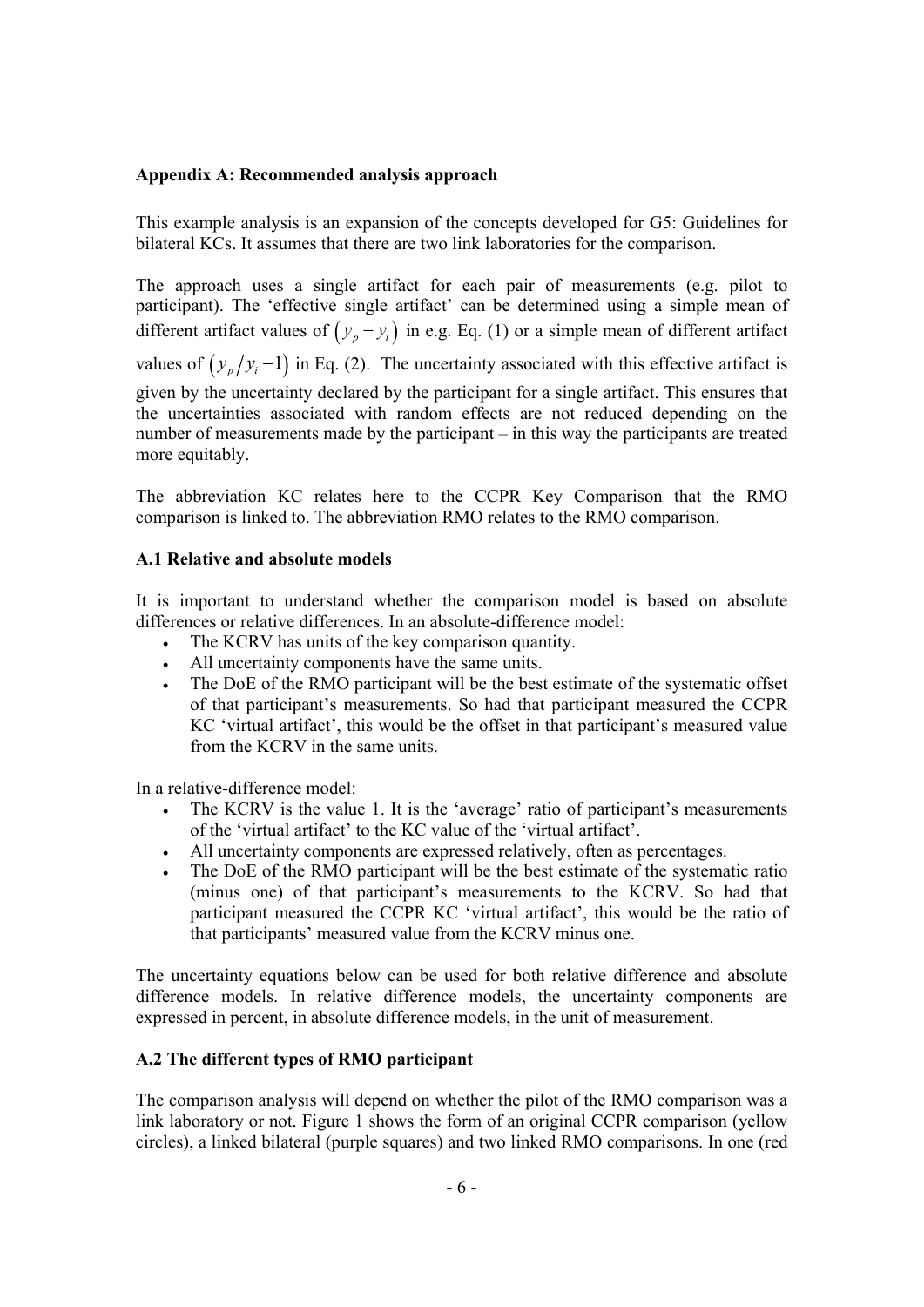## Appendix A: Recommended analysis approach

This example analysis is an expansion of the concepts developed for G5: Guidelines for bilateral KCs. It assumes that there are two link laboratories for the comparison.

The approach uses a single artifact for each pair of measurements (e.g. pilot to participant). The 'effective single artifact' can be determined using a simple mean of different artifact values of $\left(y_p - y_i\right)$ in e.g. Eq. (1) or a simple mean of different artifact values of $\left(y_p / y_i - 1\right)$ in Eq. (2). The uncertainty associated with this effective artifact is given by the uncertainty declared by the participant for a single artifact. This ensures that the uncertainties associated with random effects are not reduced depending on the number of measurements made by the participant – in this way the participants are treated more equitably.

The abbreviation KC relates here to the CCPR Key Comparison that the RMO comparison is linked to. The abbreviation RMO relates to the RMO comparison.

### A.1 Relative and absolute models

It is important to understand whether the comparison model is based on absolute differences or relative differences. In an absolute-difference model:

- The KCRV has units of the key comparison quantity.
- All uncertainty components have the same units.
- The DoE of the RMO participant will be the best estimate of the systematic offset of that participant's measurements. So had that participant measured the CCPR KC 'virtual artifact', this would be the offset in that participant's measured value from the KCRV in the same units.

In a relative-difference model:

- The KCRV is the value 1. It is the 'average' ratio of participant's measurements of the 'virtual artifact' to the KC value of the 'virtual artifact'.
- All uncertainty components are expressed relatively, often as percentages.
- The DoE of the RMO participant will be the best estimate of the systematic ratio (minus one) of that participant's measurements to the KCRV. So had that participant measured the CCPR KC 'virtual artifact', this would be the ratio of that participants' measured value from the KCRV minus one.

The uncertainty equations below can be used for both relative difference and absolute difference models. In relative difference models, the uncertainty components are expressed in percent, in absolute difference models, in the unit of measurement.

### A.2 The different types of RMO participant

The comparison analysis will depend on whether the pilot of the RMO comparison was a link laboratory or not. Figure 1 shows the form of an original CCPR comparison (yellow circles), a linked bilateral (purple squares) and two linked RMO comparisons. In one (red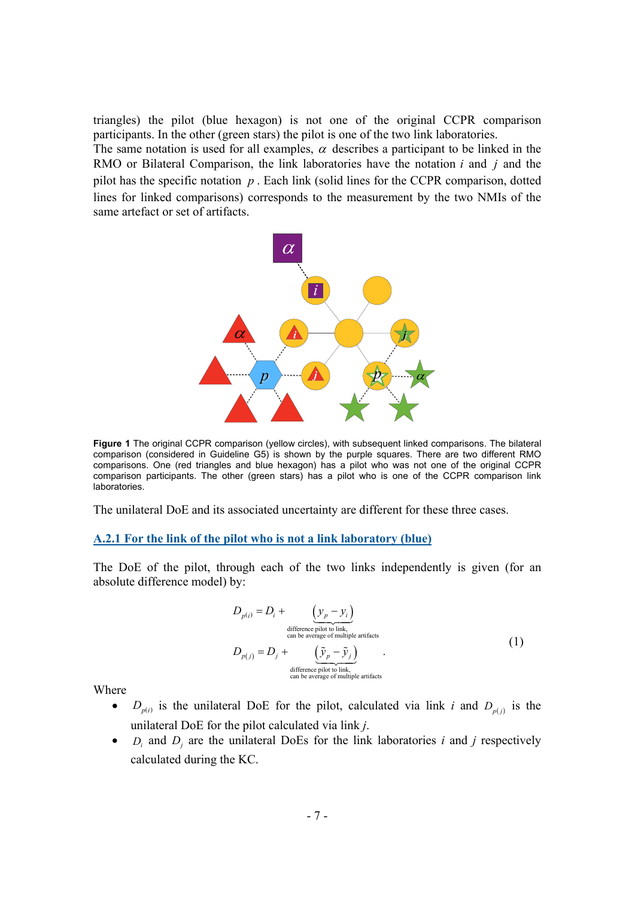triangles) the pilot (blue hexagon) is not one of the original CCPR comparison participants. In the other (green stars) the pilot is one of the two link laboratories.
The same notation is used for all examples, $\alpha$ describes a participant to be linked in the RMO or Bilateral Comparison, the link laboratories have the notation $i$ and $j$ and the pilot has the specific notation $p$. Each link (solid lines for the CCPR comparison, dotted lines for linked comparisons) corresponds to the measurement by the two NMIs of the same artefact or set of artifacts.

**Figure 1** The original CCPR comparison (yellow circles), with subsequent linked comparisons. The bilateral comparison (considered in Guideline G5) is shown by the purple squares. There are two different RMO comparisons. One (red triangles and blue hexagon) has a pilot who was not one of the original CCPR comparison participants. The other (green stars) has a pilot who is one of the CCPR comparison link laboratories.

The unilateral DoE and its associated uncertainty are different for these three cases.

### A.2.1 For the link of the pilot who is not a link laboratory (blue)

The DoE of the pilot, through each of the two links independently is given (for an absolute difference model) by:

$$
\begin{aligned}
D_{p(i)} &= D_i + \underbrace{\left(y_p - y_i\right)}_{\substack{\text{difference pilot to link,} \\ \text{can be average of multiple artifacts}}} \\
D_{p(j)} &= D_j + \underbrace{\left(\tilde{y}_p - \tilde{y}_j\right)}_{\substack{\text{difference pilot to link,} \\ \text{can be average of multiple artifacts}}}
\end{aligned}
\quad . \tag{1}
$$

Where

- $D_{p(i)}$ is the unilateral DoE for the pilot, calculated via link $i$ and $D_{p(j)}$ is the unilateral DoE for the pilot calculated via link $j$.
- $D_i$ and $D_j$ are the unilateral DoEs for the link laboratories $i$ and $j$ respectively calculated during the KC.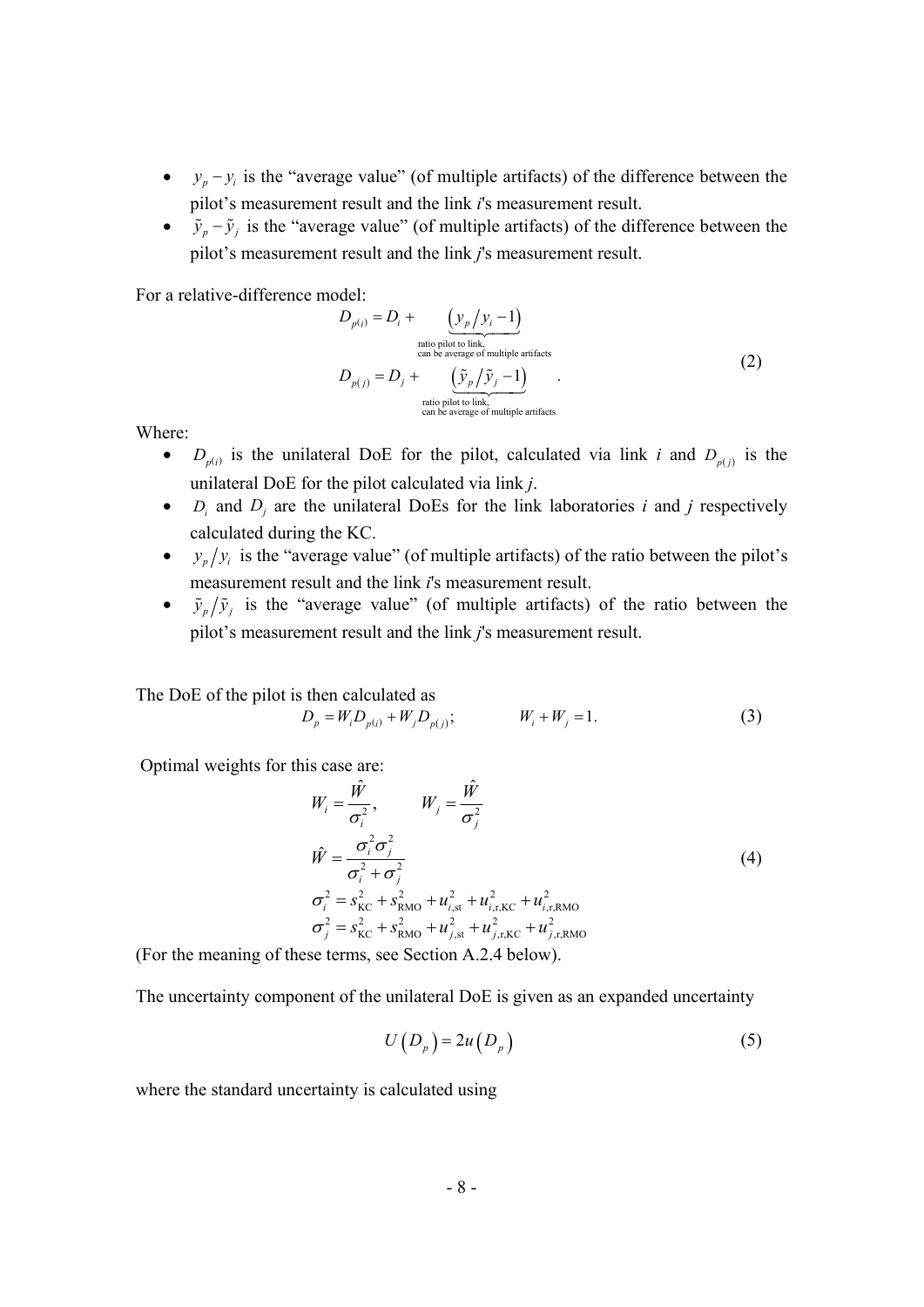- $y_p - y_i$ is the "average value" (of multiple artifacts) of the difference between the pilot's measurement result and the link *i*'s measurement result.
- $\tilde{y}_p - \tilde{y}_j$ is the "average value" (of multiple artifacts) of the difference between the pilot's measurement result and the link *j*'s measurement result.

For a relative-difference model:

$$
\begin{aligned}
D_{p(i)} &= D_i + \underbrace{\left(y_p / y_i - 1\right)}_{\substack{\text{ratio pilot to link,} \\ \text{can be average of multiple artifacts}}} \\
D_{p(j)} &= D_j + \underbrace{\left(\tilde{y}_p / \tilde{y}_j - 1\right)}_{\substack{\text{ratio pilot to link,} \\ \text{can be average of multiple artifacts}}} \quad .
\end{aligned}
\tag{2}
$$

Where:

- $D_{p(i)}$ is the unilateral DoE for the pilot, calculated via link *i* and $D_{p(j)}$ is the unilateral DoE for the pilot calculated via link *j*.
- $D_i$ and $D_j$ are the unilateral DoEs for the link laboratories *i* and *j* respectively calculated during the KC.
- $y_p / y_i$ is the "average value" (of multiple artifacts) of the ratio between the pilot's measurement result and the link *i*'s measurement result.
- $\tilde{y}_p / \tilde{y}_j$ is the "average value" (of multiple artifacts) of the ratio between the pilot's measurement result and the link *j*'s measurement result.

The DoE of the pilot is then calculated as

$$
D_p = W_i D_{p(i)} + W_j D_{p(j)}; \qquad W_i + W_j = 1. \tag{3}
$$

Optimal weights for this case are:

$$
\begin{aligned}
W_i &= \frac{\hat{W}}{\sigma_i^2}, \qquad W_j = \frac{\hat{W}}{\sigma_j^2} \\
\hat{W} &= \frac{\sigma_i^2 \sigma_j^2}{\sigma_i^2 + \sigma_j^2} \\
\sigma_i^2 &= s_{\text{KC}}^2 + s_{\text{RMO}}^2 + u_{i,\text{st}}^2 + u_{i,\text{r,KC}}^2 + u_{i,\text{r,RMO}}^2 \\
\sigma_j^2 &= s_{\text{KC}}^2 + s_{\text{RMO}}^2 + u_{j,\text{st}}^2 + u_{j,\text{r,KC}}^2 + u_{j,\text{r,RMO}}^2
\end{aligned}
\tag{4}
$$

(For the meaning of these terms, see Section A.2.4 below).

The uncertainty component of the unilateral DoE is given as an expanded uncertainty

$$
U\left(D_p\right) = 2u\left(D_p\right) \tag{5}
$$

where the standard uncertainty is calculated using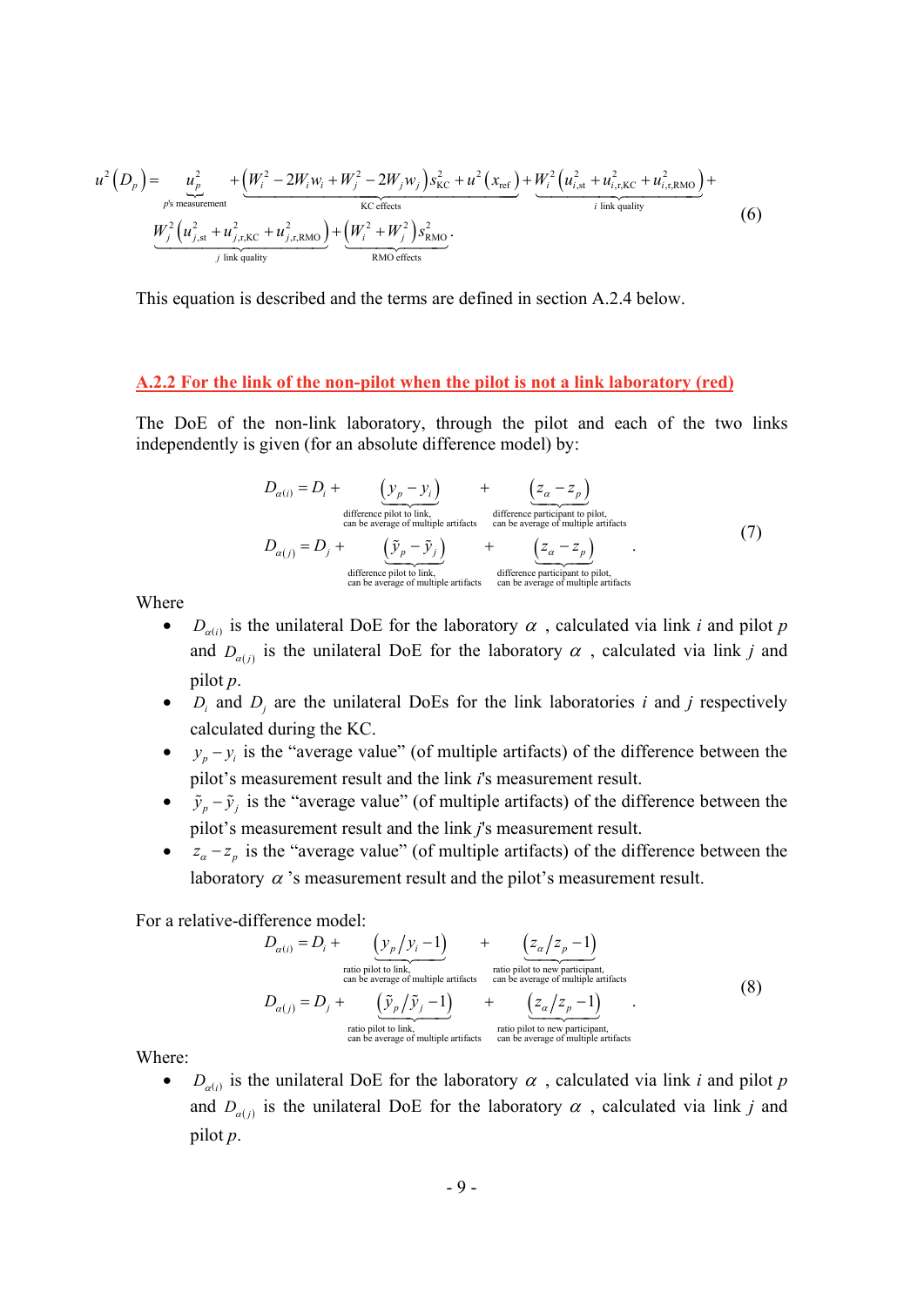$$u^2(D_p) = \underbrace{u_p^2}_{p\text{'s measurement}} + \underbrace{\left(W_i^2 - 2W_i w_i + W_j^2 - 2W_j w_j\right)s_{\text{KC}}^2 + u^2(x_{\text{ref}})}_{\text{KC effects}} + \underbrace{W_i^2\left(u_{i,\text{st}}^2 + u_{i,\text{r,KC}}^2 + u_{i,\text{r,RMO}}^2\right)}_{i\text{ link quality}} + \underbrace{W_j^2\left(u_{j,\text{st}}^2 + u_{j,\text{r,KC}}^2 + u_{j,\text{r,RMO}}^2\right)}_{j\text{ link quality}} + \underbrace{\left(W_i^2 + W_j^2\right)s_{\text{RMO}}^2}_{\text{RMO effects}}. \quad (6)$$

This equation is described and the terms are defined in section A.2.4 below.

### A.2.2 For the link of the non-pilot when the pilot is not a link laboratory (red)

The DoE of the non-link laboratory, through the pilot and each of the two links independently is given (for an absolute difference model) by:

$$\begin{aligned}
D_{\alpha(i)} &= D_i + \underbrace{\left(y_p - y_i\right)}_{\substack{\text{difference pilot to link,} \\ \text{can be average of multiple artifacts}}} + \underbrace{\left(z_\alpha - z_p\right)}_{\substack{\text{difference participant to pilot,} \\ \text{can be average of multiple artifacts}}} \\
D_{\alpha(j)} &= D_j + \underbrace{\left(\tilde{y}_p - \tilde{y}_j\right)}_{\substack{\text{difference pilot to link,} \\ \text{can be average of multiple artifacts}}} + \underbrace{\left(z_\alpha - z_p\right)}_{\substack{\text{difference participant to pilot,} \\ \text{can be average of multiple artifacts}}}
\end{aligned} \quad (7)$$

Where

- $D_{\alpha(i)}$ is the unilateral DoE for the laboratory $\alpha$ , calculated via link $i$ and pilot $p$ and $D_{\alpha(j)}$ is the unilateral DoE for the laboratory $\alpha$ , calculated via link $j$ and pilot $p$.
- $D_i$ and $D_j$ are the unilateral DoEs for the link laboratories $i$ and $j$ respectively calculated during the KC.
- $y_p - y_i$ is the "average value" (of multiple artifacts) of the difference between the pilot's measurement result and the link $i$'s measurement result.
- $\tilde{y}_p - \tilde{y}_j$ is the "average value" (of multiple artifacts) of the difference between the pilot's measurement result and the link $j$'s measurement result.
- $z_\alpha - z_p$ is the "average value" (of multiple artifacts) of the difference between the laboratory $\alpha$ 's measurement result and the pilot's measurement result.

For a relative-difference model:

$$\begin{aligned}
D_{\alpha(i)} &= D_i + \underbrace{\left(y_p / y_i - 1\right)}_{\substack{\text{ratio pilot to link,} \\ \text{can be average of multiple artifacts}}} + \underbrace{\left(z_\alpha / z_p - 1\right)}_{\substack{\text{ratio pilot to new participant,} \\ \text{can be average of multiple artifacts}}} \\
D_{\alpha(j)} &= D_j + \underbrace{\left(\tilde{y}_p / \tilde{y}_j - 1\right)}_{\substack{\text{ratio pilot to link,} \\ \text{can be average of multiple artifacts}}} + \underbrace{\left(z_\alpha / z_p - 1\right)}_{\substack{\text{ratio pilot to new participant,} \\ \text{can be average of multiple artifacts}}}
\end{aligned} \quad (8)$$

Where:

- $D_{\alpha(i)}$ is the unilateral DoE for the laboratory $\alpha$ , calculated via link $i$ and pilot $p$ and $D_{\alpha(j)}$ is the unilateral DoE for the laboratory $\alpha$ , calculated via link $j$ and pilot $p$.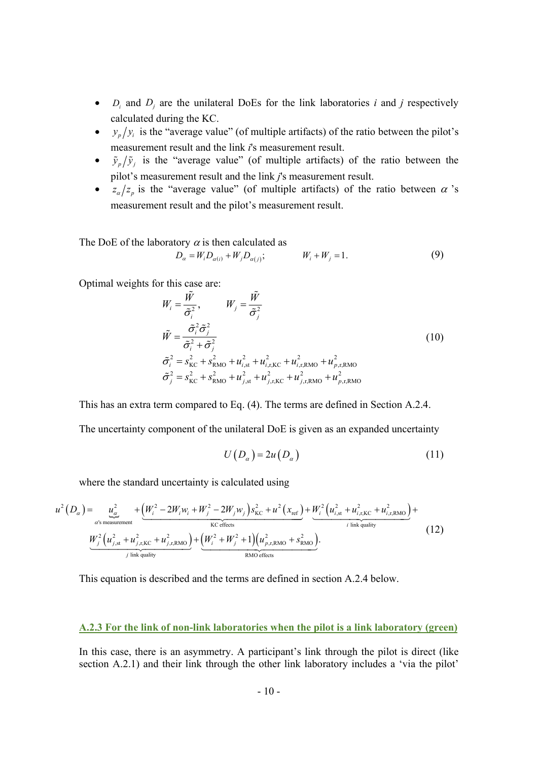- $D_i$ and $D_j$ are the unilateral DoEs for the link laboratories *i* and *j* respectively calculated during the KC.
- $y_p/y_i$ is the "average value" (of multiple artifacts) of the ratio between the pilot's measurement result and the link *i*'s measurement result.
- $\tilde{y}_p/\tilde{y}_j$ is the "average value" (of multiple artifacts) of the ratio between the pilot's measurement result and the link *j*'s measurement result.
- $z_\alpha/z_p$ is the "average value" (of multiple artifacts) of the ratio between $\alpha$'s measurement result and the pilot's measurement result.

The DoE of the laboratory $\alpha$ is then calculated as

$$D_\alpha = W_i D_{\alpha(i)} + W_j D_{\alpha(j)}; \qquad W_i + W_j = 1. \tag{9}$$

Optimal weights for this case are:

$$\begin{aligned}
W_i &= \frac{\tilde{W}}{\tilde{\sigma}_i^2}, \qquad W_j = \frac{\tilde{W}}{\tilde{\sigma}_j^2} \\
\tilde{W} &= \frac{\tilde{\sigma}_i^2 \tilde{\sigma}_j^2}{\tilde{\sigma}_i^2 + \tilde{\sigma}_j^2} \\
\tilde{\sigma}_i^2 &= s_{\text{KC}}^2 + s_{\text{RMO}}^2 + u_{i,\text{st}}^2 + u_{i,\text{r,KC}}^2 + u_{i,\text{r,RMO}}^2 + u_{p,\text{r,RMO}}^2 \\
\tilde{\sigma}_j^2 &= s_{\text{KC}}^2 + s_{\text{RMO}}^2 + u_{j,\text{st}}^2 + u_{j,\text{r,KC}}^2 + u_{j,\text{r,RMO}}^2 + u_{p,\text{r,RMO}}^2
\end{aligned} \tag{10}$$

This has an extra term compared to Eq. (4). The terms are defined in Section A.2.4.

The uncertainty component of the unilateral DoE is given as an expanded uncertainty

$$U(D_\alpha) = 2u(D_\alpha) \tag{11}$$

where the standard uncertainty is calculated using

$$\begin{aligned}
u^2(D_\alpha) = &\underbrace{u_\alpha^2}_{\alpha\text{'s measurement}} + \underbrace{\left(W_i^2 - 2W_i w_i + W_j^2 - 2W_j w_j\right)s_{\text{KC}}^2 + u^2(x_{\text{ref}})}_{\text{KC effects}} + \underbrace{W_i^2\left(u_{i,\text{st}}^2 + u_{i,\text{r,KC}}^2 + u_{i,\text{r,RMO}}^2\right)}_{i\text{ link quality}} + \\
&\underbrace{W_j^2\left(u_{j,\text{st}}^2 + u_{j,\text{r,KC}}^2 + u_{j,\text{r,RMO}}^2\right)}_{j\text{ link quality}} + \underbrace{\left(W_i^2 + W_j^2 + 1\right)\left(u_{p,\text{r,RMO}}^2 + s_{\text{RMO}}^2\right)}_{\text{RMO effects}}.
\end{aligned} \tag{12}$$

This equation is described and the terms are defined in section A.2.4 below.

### A.2.3 For the link of non-link laboratories when the pilot is a link laboratory (green)

In this case, there is an asymmetry. A participant's link through the pilot is direct (like section A.2.1) and their link through the other link laboratory includes a 'via the pilot'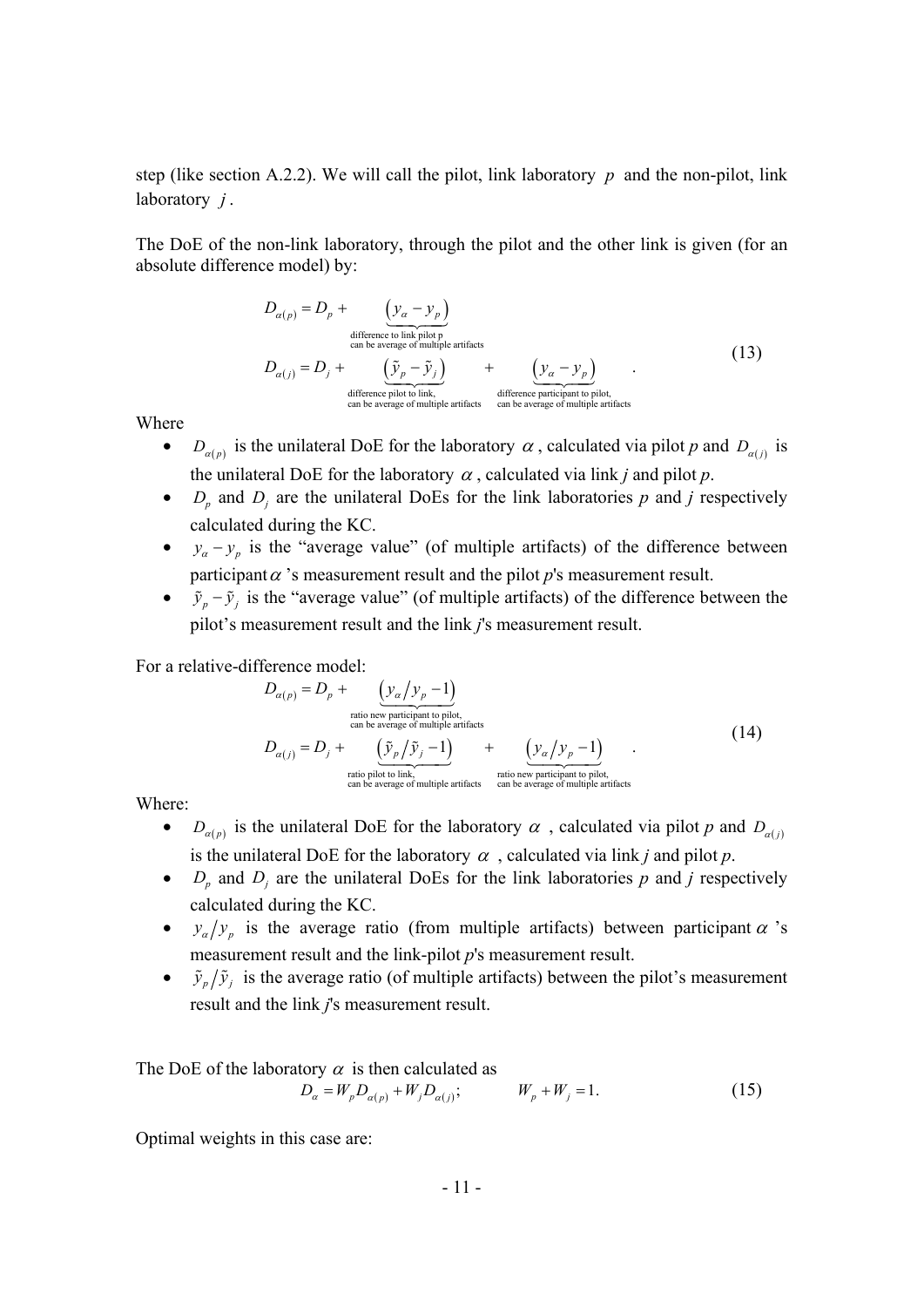step (like section A.2.2). We will call the pilot, link laboratory $p$ and the non-pilot, link laboratory $j$.

The DoE of the non-link laboratory, through the pilot and the other link is given (for an absolute difference model) by:

$$
\begin{aligned}
D_{\alpha(p)} &= D_p + \underbrace{\left(y_\alpha - y_p\right)}_{\substack{\text{difference to link pilot p} \\ \text{can be average of multiple artifacts}}} \\
D_{\alpha(j)} &= D_j + \underbrace{\left(\tilde{y}_p - \tilde{y}_j\right)}_{\substack{\text{difference pilot to link,} \\ \text{can be average of multiple artifacts}}} + \underbrace{\left(y_\alpha - y_p\right)}_{\substack{\text{difference participant to pilot,} \\ \text{can be average of multiple artifacts}}} \quad .
\end{aligned}
\tag{13}
$$

Where

- $D_{\alpha(p)}$ is the unilateral DoE for the laboratory $\alpha$, calculated via pilot *p* and $D_{\alpha(j)}$ is the unilateral DoE for the laboratory $\alpha$, calculated via link *j* and pilot *p*.
- $D_p$ and $D_j$ are the unilateral DoEs for the link laboratories *p* and *j* respectively calculated during the KC.
- $y_\alpha - y_p$ is the "average value" (of multiple artifacts) of the difference between participant $\alpha$ 's measurement result and the pilot *p*'s measurement result.
- $\tilde{y}_p - \tilde{y}_j$ is the "average value" (of multiple artifacts) of the difference between the pilot's measurement result and the link *j*'s measurement result.

For a relative-difference model:

$$
\begin{aligned}
D_{\alpha(p)} &= D_p + \underbrace{\left(y_\alpha / y_p - 1\right)}_{\substack{\text{ratio new participant to pilot,} \\ \text{can be average of multiple artifacts}}} \\
D_{\alpha(j)} &= D_j + \underbrace{\left(\tilde{y}_p / \tilde{y}_j - 1\right)}_{\substack{\text{ratio pilot to link,} \\ \text{can be average of multiple artifacts}}} + \underbrace{\left(y_\alpha / y_p - 1\right)}_{\substack{\text{ratio new participant to pilot,} \\ \text{can be average of multiple artifacts}}} \quad .
\end{aligned}
\tag{14}
$$

Where:

- $D_{\alpha(p)}$ is the unilateral DoE for the laboratory $\alpha$ , calculated via pilot *p* and $D_{\alpha(j)}$ is the unilateral DoE for the laboratory $\alpha$ , calculated via link *j* and pilot *p*.
- $D_p$ and $D_j$ are the unilateral DoEs for the link laboratories *p* and *j* respectively calculated during the KC.
- $y_\alpha / y_p$ is the average ratio (from multiple artifacts) between participant $\alpha$ 's measurement result and the link-pilot *p*'s measurement result.
- $\tilde{y}_p / \tilde{y}_j$ is the average ratio (of multiple artifacts) between the pilot's measurement result and the link *j*'s measurement result.

The DoE of the laboratory $\alpha$ is then calculated as

$$
D_\alpha = W_p D_{\alpha(p)} + W_j D_{\alpha(j)}; \qquad W_p + W_j = 1. \tag{15}
$$

Optimal weights in this case are: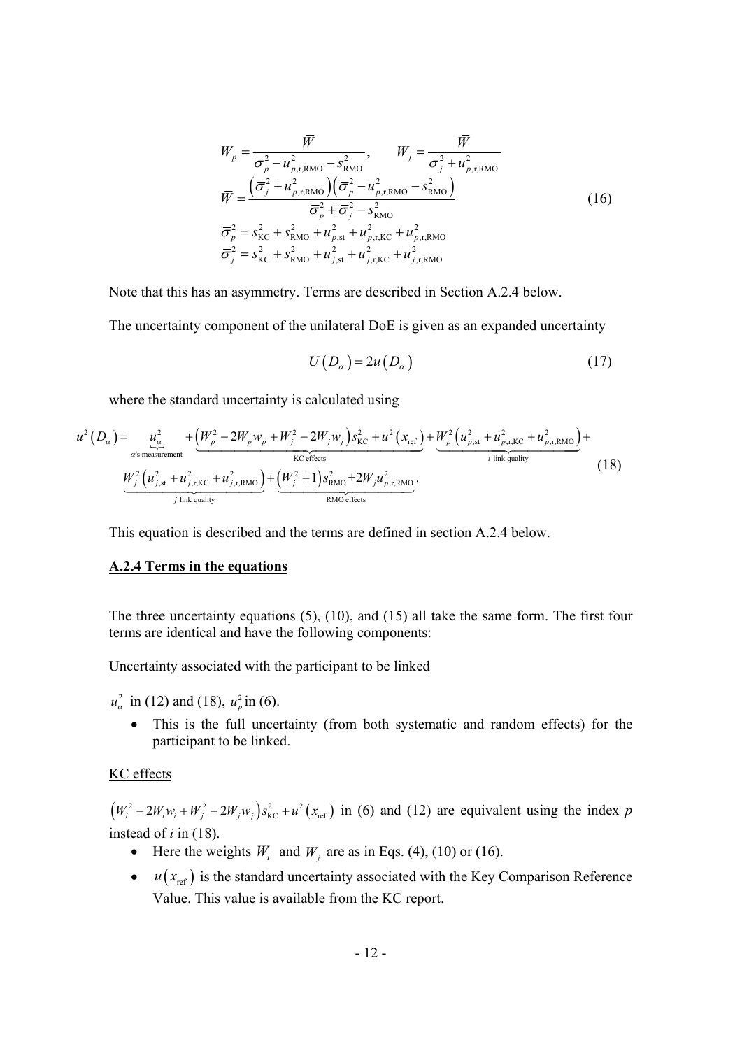$$
\begin{aligned}
W_p &= \frac{\overline{W}}{\overline{\sigma}_p^2 - u_{p,\mathrm{r,RMO}}^2 - s_{\mathrm{RMO}}^2}, \qquad W_j = \frac{\overline{W}}{\overline{\sigma}_j^2 + u_{p,\mathrm{r,RMO}}^2} \\
\overline{W} &= \frac{\left(\overline{\sigma}_j^2 + u_{p,\mathrm{r,RMO}}^2\right)\left(\overline{\sigma}_p^2 - u_{p,\mathrm{r,RMO}}^2 - s_{\mathrm{RMO}}^2\right)}{\overline{\sigma}_p^2 + \overline{\sigma}_j^2 - s_{\mathrm{RMO}}^2} \\
\overline{\sigma}_p^2 &= s_{\mathrm{KC}}^2 + s_{\mathrm{RMO}}^2 + u_{p,\mathrm{st}}^2 + u_{p,\mathrm{r,KC}}^2 + u_{p,\mathrm{r,RMO}}^2 \\
\overline{\sigma}_j^2 &= s_{\mathrm{KC}}^2 + s_{\mathrm{RMO}}^2 + u_{j,\mathrm{st}}^2 + u_{j,\mathrm{r,KC}}^2 + u_{j,\mathrm{r,RMO}}^2
\end{aligned}
\tag{16}
$$

Note that this has an asymmetry. Terms are described in Section A.2.4 below.

The uncertainty component of the unilateral DoE is given as an expanded uncertainty

$$
U\left(D_\alpha\right) = 2u\left(D_\alpha\right) \tag{17}
$$

where the standard uncertainty is calculated using

$$
\begin{aligned}
u^2\left(D_\alpha\right) = &\underbrace{u_\alpha^2}_{\alpha\text{'s measurement}} + \underbrace{\left(W_p^2 - 2W_p w_p + W_j^2 - 2W_j w_j\right)s_{\mathrm{KC}}^2 + u^2\left(x_{\mathrm{ref}}\right)}_{\text{KC effects}} + \underbrace{W_p^2\left(u_{p,\mathrm{st}}^2 + u_{p,\mathrm{r,KC}}^2 + u_{p,\mathrm{r,RMO}}^2\right)}_{i\text{ link quality}} + \\
&\underbrace{W_j^2\left(u_{j,\mathrm{st}}^2 + u_{j,\mathrm{r,KC}}^2 + u_{j,\mathrm{r,RMO}}^2\right)}_{j\text{ link quality}} + \underbrace{\left(W_j^2 + 1\right)s_{\mathrm{RMO}}^2 + 2W_j u_{p,\mathrm{r,RMO}}^2}_{\text{RMO effects}}.
\end{aligned}
\tag{18}
$$

This equation is described and the terms are defined in section A.2.4 below.

**A.2.4 Terms in the equations**

The three uncertainty equations (5), (10), and (15) all take the same form. The first four terms are identical and have the following components:

Uncertainty associated with the participant to be linked

$u_\alpha^2$ in (12) and (18), $u_p^2$ in (6).

- This is the full uncertainty (from both systematic and random effects) for the participant to be linked.

KC effects

$\left(W_i^2 - 2W_i w_i + W_j^2 - 2W_j w_j\right)s_{\mathrm{KC}}^2 + u^2\left(x_{\mathrm{ref}}\right)$ in (6) and (12) are equivalent using the index $p$ instead of $i$ in (18).

- Here the weights $W_i$ and $W_j$ are as in Eqs. (4), (10) or (16).
- $u\left(x_{\mathrm{ref}}\right)$ is the standard uncertainty associated with the Key Comparison Reference Value. This value is available from the KC report.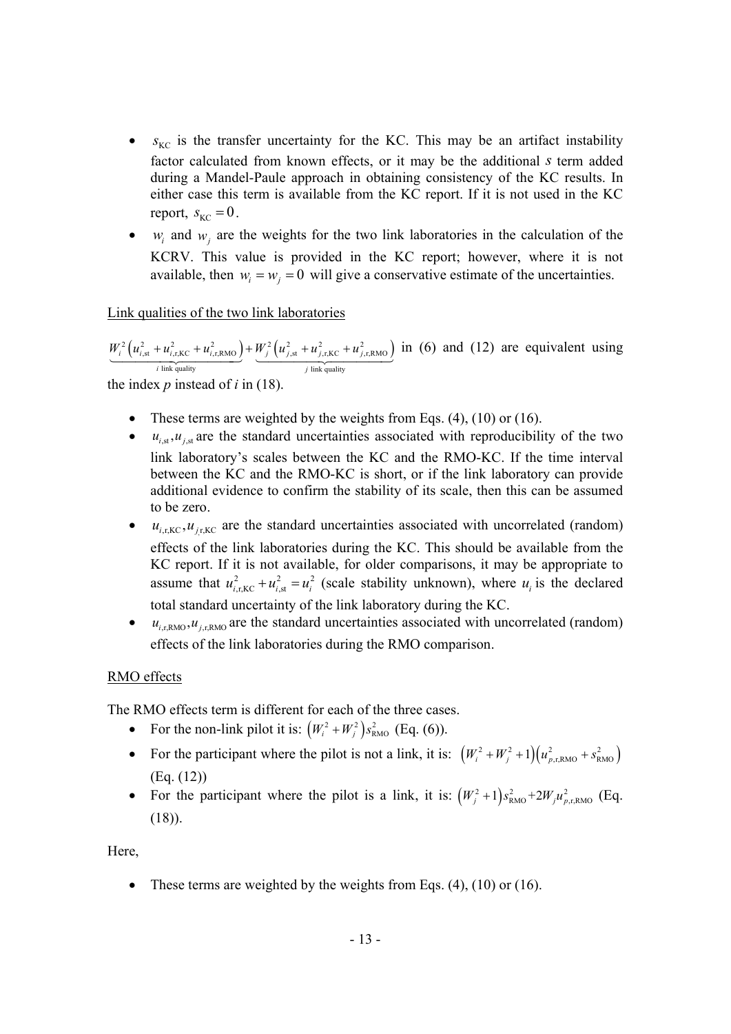- $s_{\mathrm{KC}}$ is the transfer uncertainty for the KC. This may be an artifact instability factor calculated from known effects, or it may be the additional $s$ term added during a Mandel-Paule approach in obtaining consistency of the KC results. In either case this term is available from the KC report. If it is not used in the KC report, $s_{\mathrm{KC}} = 0$.
- $w_i$ and $w_j$ are the weights for the two link laboratories in the calculation of the KCRV. This value is provided in the KC report; however, where it is not available, then $w_i = w_j = 0$ will give a conservative estimate of the uncertainties.

Link qualities of the two link laboratories

$\underbrace{W_i^2\left(u_{i,\mathrm{st}}^2 + u_{i,\mathrm{r,KC}}^2 + u_{i,\mathrm{r,RMO}}^2\right)}_{i \text{ link quality}} + \underbrace{W_j^2\left(u_{j,\mathrm{st}}^2 + u_{j,\mathrm{r,KC}}^2 + u_{j,\mathrm{r,RMO}}^2\right)}_{j \text{ link quality}}$ in (6) and (12) are equivalent using the index $p$ instead of $i$ in (18).

- These terms are weighted by the weights from Eqs. (4), (10) or (16).
- $u_{i,\mathrm{st}}, u_{j,\mathrm{st}}$ are the standard uncertainties associated with reproducibility of the two link laboratory's scales between the KC and the RMO-KC. If the time interval between the KC and the RMO-KC is short, or if the link laboratory can provide additional evidence to confirm the stability of its scale, then this can be assumed to be zero.
- $u_{i,\mathrm{r,KC}}, u_{j,\mathrm{r,KC}}$ are the standard uncertainties associated with uncorrelated (random) effects of the link laboratories during the KC. This should be available from the KC report. If it is not available, for older comparisons, it may be appropriate to assume that $u_{i,\mathrm{r,KC}}^2 + u_{i,\mathrm{st}}^2 = u_i^2$ (scale stability unknown), where $u_i$ is the declared total standard uncertainty of the link laboratory during the KC.
- $u_{i,\mathrm{r,RMO}}, u_{j,\mathrm{r,RMO}}$ are the standard uncertainties associated with uncorrelated (random) effects of the link laboratories during the RMO comparison.

RMO effects

The RMO effects term is different for each of the three cases.

- For the non-link pilot it is: $\left(W_i^2 + W_j^2\right)s_{\mathrm{RMO}}^2$ (Eq. (6)).
- For the participant where the pilot is not a link, it is: $\left(W_i^2 + W_j^2 + 1\right)\left(u_{p,\mathrm{r,RMO}}^2 + s_{\mathrm{RMO}}^2\right)$ (Eq. (12))
- For the participant where the pilot is a link, it is: $\left(W_j^2 + 1\right)s_{\mathrm{RMO}}^2 + 2W_j u_{p,\mathrm{r,RMO}}^2$ (Eq. (18)).

Here,

- These terms are weighted by the weights from Eqs. (4), (10) or (16).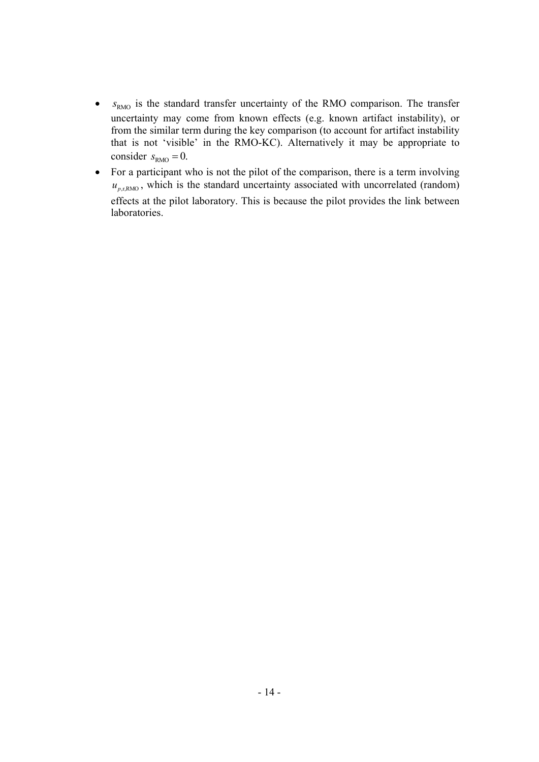- $s_{\mathrm{RMO}}$ is the standard transfer uncertainty of the RMO comparison. The transfer uncertainty may come from known effects (e.g. known artifact instability), or from the similar term during the key comparison (to account for artifact instability that is not 'visible' in the RMO-KC). Alternatively it may be appropriate to consider $s_{\mathrm{RMO}} = 0$.
- For a participant who is not the pilot of the comparison, there is a term involving $u_{p,\mathrm{r},\mathrm{RMO}}$, which is the standard uncertainty associated with uncorrelated (random) effects at the pilot laboratory. This is because the pilot provides the link between laboratories.